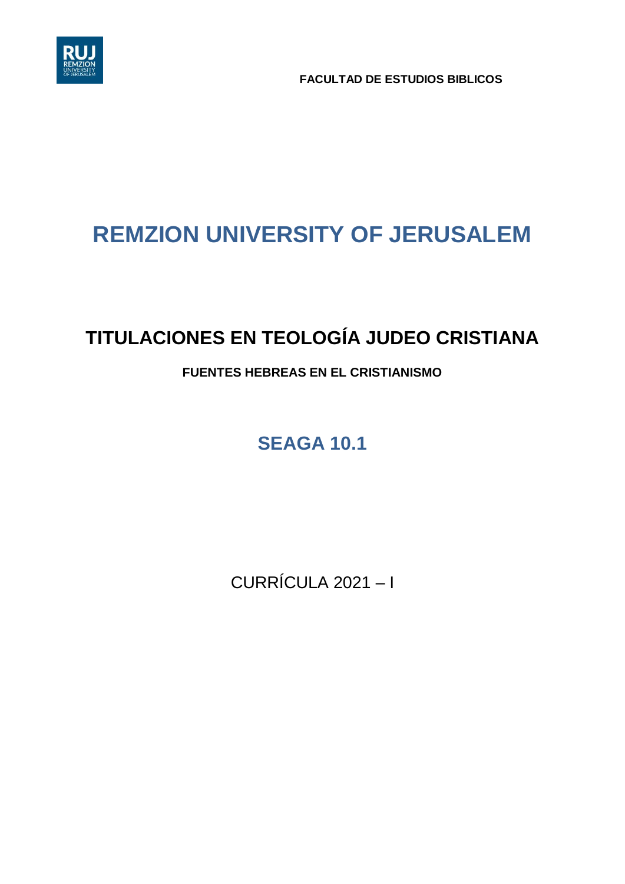FACULTAD DE ESTUDIOS BIBLICOS

# REMZION UNIVERSITY OF JERUSALEM

## TITULACIONES EN TEOLOGÍA JUDEO CRISTIANA

### FUENTES HEBREAS EN EL CRISTIANISMO

## SEAGA 10.1

CURRÍCULA 2021 – I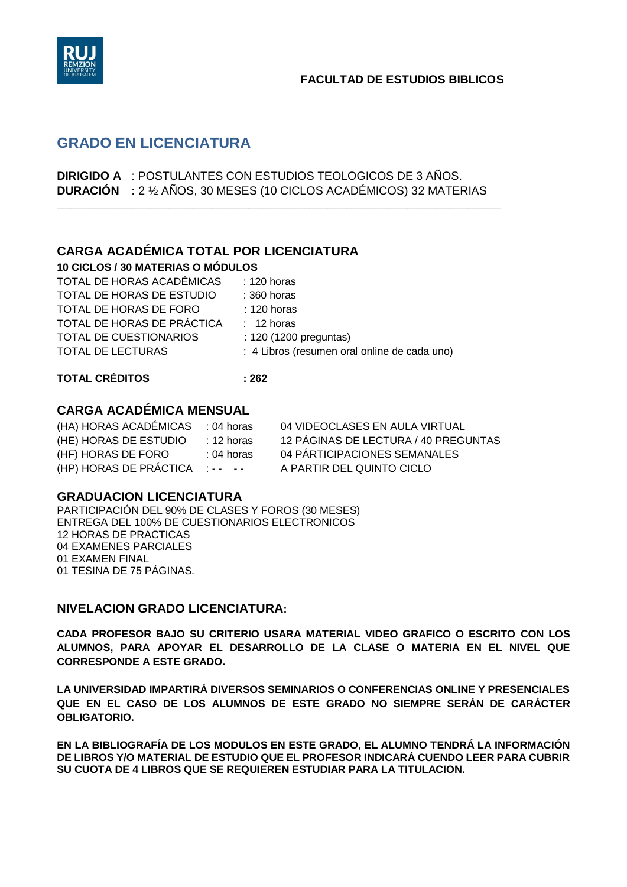**FACULTAD DE ESTUDIOS BIBLICOS**

## GRADO EN LICENCIATURA

**DIRIGIDO A** : POSTULANTES CON ESTUDIOS TEOLOGICOS DE 3 AÑOS.
**DURACIÓN :** 2 ½ AÑOS, 30 MESES (10 CICLOS ACADÉMICOS) 32 MATERIAS

---

### CARGA ACADÉMICA TOTAL POR LICENCIATURA

**10 CICLOS / 30 MATERIAS O MÓDULOS**

| | |
|---|---|
| TOTAL DE HORAS ACADÉMICAS | : 120 horas |
| TOTAL DE HORAS DE ESTUDIO | : 360 horas |
| TOTAL DE HORAS DE FORO | : 120 horas |
| TOTAL DE HORAS DE PRÁCTICA | : 12 horas |
| TOTAL DE CUESTIONARIOS | : 120 (1200 preguntas) |
| TOTAL DE LECTURAS | : 4 Libros (resumen oral online de cada uno) |

**TOTAL CRÉDITOS : 262**

### CARGA ACADÉMICA MENSUAL

| | | |
|---|---|---|
| (HA) HORAS ACADÉMICAS | : 04 horas | 04 VIDEOCLASES EN AULA VIRTUAL |
| (HE) HORAS DE ESTUDIO | : 12 horas | 12 PÁGINAS DE LECTURA / 40 PREGUNTAS |
| (HF) HORAS DE FORO | : 04 horas | 04 PÁRTICIPACIONES SEMANALES |
| (HP) HORAS DE PRÁCTICA | : - - - - | A PARTIR DEL QUINTO CICLO |

### GRADUACION LICENCIATURA

PARTICIPACIÓN DEL 90% DE CLASES Y FOROS (30 MESES)
ENTREGA DEL 100% DE CUESTIONARIOS ELECTRONICOS
12 HORAS DE PRACTICAS
04 EXAMENES PARCIALES
01 EXAMEN FINAL
01 TESINA DE 75 PÁGINAS.

### NIVELACION GRADO LICENCIATURA:

**CADA PROFESOR BAJO SU CRITERIO USARA MATERIAL VIDEO GRAFICO O ESCRITO CON LOS ALUMNOS, PARA APOYAR EL DESARROLLO DE LA CLASE O MATERIA EN EL NIVEL QUE CORRESPONDE A ESTE GRADO.**

**LA UNIVERSIDAD IMPARTIRÁ DIVERSOS SEMINARIOS O CONFERENCIAS ONLINE Y PRESENCIALES QUE EN EL CASO DE LOS ALUMNOS DE ESTE GRADO NO SIEMPRE SERÁN DE CARÁCTER OBLIGATORIO.**

**EN LA BIBLIOGRAFÍA DE LOS MODULOS EN ESTE GRADO, EL ALUMNO TENDRÁ LA INFORMACIÓN DE LIBROS Y/O MATERIAL DE ESTUDIO QUE EL PROFESOR INDICARÁ CUENDO LEER PARA CUBRIR SU CUOTA DE 4 LIBROS QUE SE REQUIEREN ESTUDIAR PARA LA TITULACION.**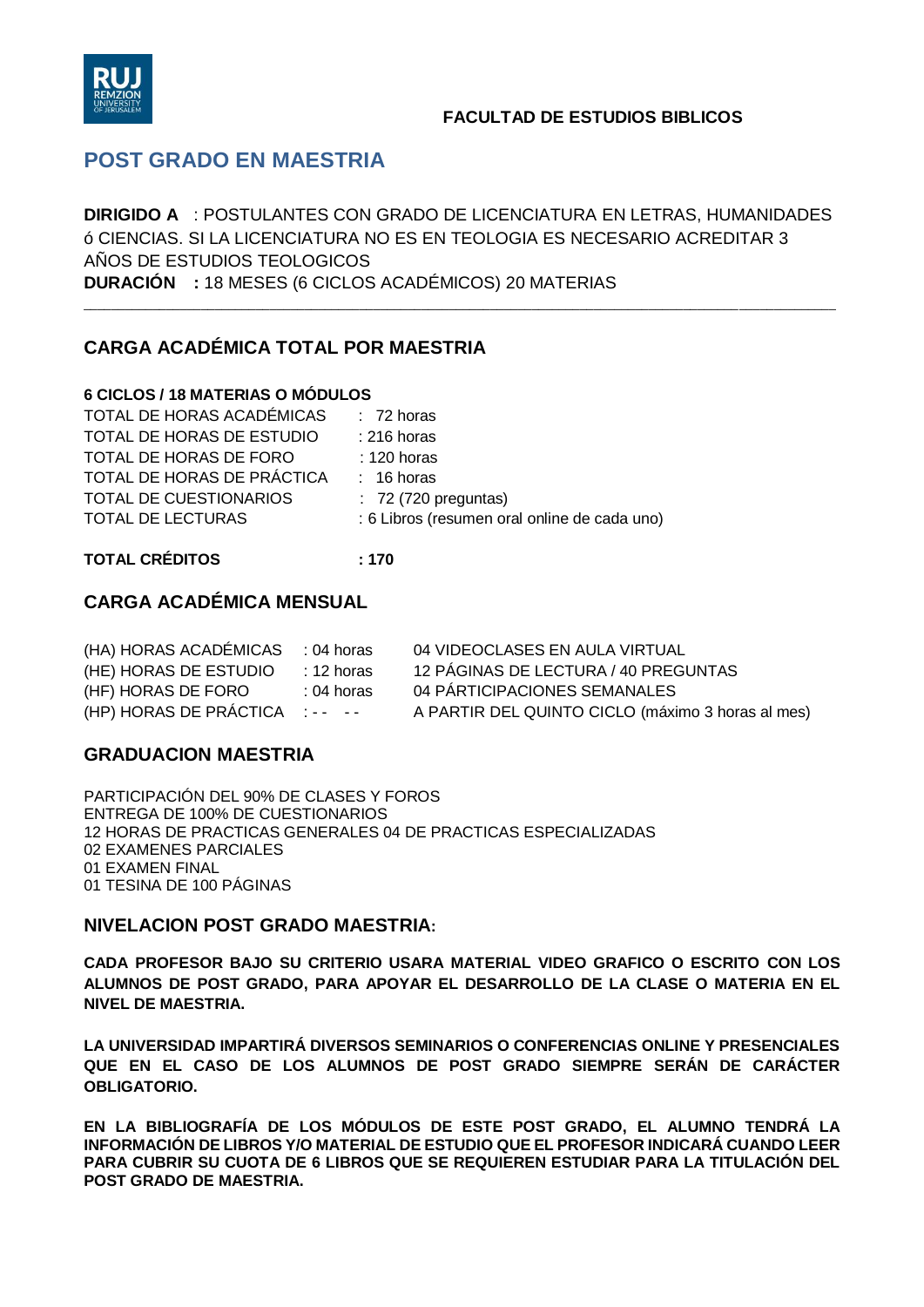**FACULTAD DE ESTUDIOS BIBLICOS**

# POST GRADO EN MAESTRIA

**DIRIGIDO A** : POSTULANTES CON GRADO DE LICENCIATURA EN LETRAS, HUMANIDADES ó CIENCIAS. SI LA LICENCIATURA NO ES EN TEOLOGIA ES NECESARIO ACREDITAR 3 AÑOS DE ESTUDIOS TEOLOGICOS

**DURACIÓN :** 18 MESES (6 CICLOS ACADÉMICOS) 20 MATERIAS

---

## CARGA ACADÉMICA TOTAL POR MAESTRIA

**6 CICLOS / 18 MATERIAS O MÓDULOS**

| | |
|---|---|
| TOTAL DE HORAS ACADÉMICAS | : 72 horas |
| TOTAL DE HORAS DE ESTUDIO | : 216 horas |
| TOTAL DE HORAS DE FORO | : 120 horas |
| TOTAL DE HORAS DE PRÁCTICA | : 16 horas |
| TOTAL DE CUESTIONARIOS | : 72 (720 preguntas) |
| TOTAL DE LECTURAS | : 6 Libros (resumen oral online de cada uno) |

**TOTAL CRÉDITOS : 170**

## CARGA ACADÉMICA MENSUAL

| | | |
|---|---|---|
| (HA) HORAS ACADÉMICAS | : 04 horas | 04 VIDEOCLASES EN AULA VIRTUAL |
| (HE) HORAS DE ESTUDIO | : 12 horas | 12 PÁGINAS DE LECTURA / 40 PREGUNTAS |
| (HF) HORAS DE FORO | : 04 horas | 04 PÁRTICIPACIONES SEMANALES |
| (HP) HORAS DE PRÁCTICA | : -- -- | A PARTIR DEL QUINTO CICLO (máximo 3 horas al mes) |

## GRADUACION MAESTRIA

PARTICIPACIÓN DEL 90% DE CLASES Y FOROS
ENTREGA DE 100% DE CUESTIONARIOS
12 HORAS DE PRACTICAS GENERALES 04 DE PRACTICAS ESPECIALIZADAS
02 EXAMENES PARCIALES
01 EXAMEN FINAL
01 TESINA DE 100 PÁGINAS

## NIVELACION POST GRADO MAESTRIA:

**CADA PROFESOR BAJO SU CRITERIO USARA MATERIAL VIDEO GRAFICO O ESCRITO CON LOS ALUMNOS DE POST GRADO, PARA APOYAR EL DESARROLLO DE LA CLASE O MATERIA EN EL NIVEL DE MAESTRIA.**

**LA UNIVERSIDAD IMPARTIRÁ DIVERSOS SEMINARIOS O CONFERENCIAS ONLINE Y PRESENCIALES QUE EN EL CASO DE LOS ALUMNOS DE POST GRADO SIEMPRE SERÁN DE CARÁCTER OBLIGATORIO.**

**EN LA BIBLIOGRAFÍA DE LOS MÓDULOS DE ESTE POST GRADO, EL ALUMNO TENDRÁ LA INFORMACIÓN DE LIBROS Y/O MATERIAL DE ESTUDIO QUE EL PROFESOR INDICARÁ CUANDO LEER PARA CUBRIR SU CUOTA DE 6 LIBROS QUE SE REQUIEREN ESTUDIAR PARA LA TITULACIÓN DEL POST GRADO DE MAESTRIA.**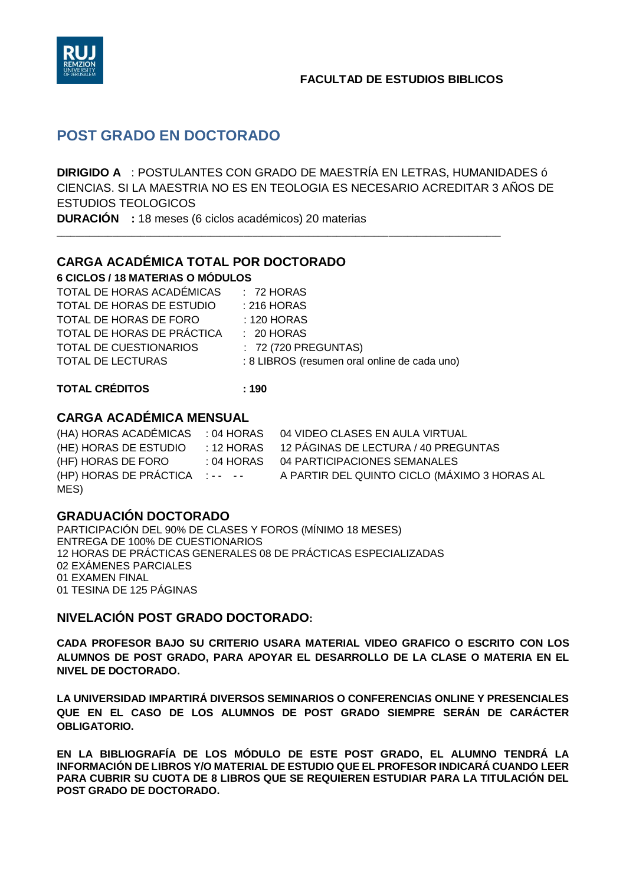FACULTAD DE ESTUDIOS BIBLICOS

# POST GRADO EN DOCTORADO

**DIRIGIDO A** : POSTULANTES CON GRADO DE MAESTRÍA EN LETRAS, HUMANIDADES ó CIENCIAS. SI LA MAESTRIA NO ES EN TEOLOGIA ES NECESARIO ACREDITAR 3 AÑOS DE ESTUDIOS TEOLOGICOS

**DURACIÓN :** 18 meses (6 ciclos académicos) 20 materias

---

## CARGA ACADÉMICA TOTAL POR DOCTORADO

**6 CICLOS / 18 MATERIAS O MÓDULOS**

| | |
|---|---|
| TOTAL DE HORAS ACADÉMICAS | : 72 HORAS |
| TOTAL DE HORAS DE ESTUDIO | : 216 HORAS |
| TOTAL DE HORAS DE FORO | : 120 HORAS |
| TOTAL DE HORAS DE PRÁCTICA | : 20 HORAS |
| TOTAL DE CUESTIONARIOS | : 72 (720 PREGUNTAS) |
| TOTAL DE LECTURAS | : 8 LIBROS (resumen oral online de cada uno) |

**TOTAL CRÉDITOS : 190**

## CARGA ACADÉMICA MENSUAL

| | | |
|---|---|---|
| (HA) HORAS ACADÉMICAS | : 04 HORAS | 04 VIDEO CLASES EN AULA VIRTUAL |
| (HE) HORAS DE ESTUDIO | : 12 HORAS | 12 PÁGINAS DE LECTURA / 40 PREGUNTAS |
| (HF) HORAS DE FORO | : 04 HORAS | 04 PARTICIPACIONES SEMANALES |
| (HP) HORAS DE PRÁCTICA | : - - - - | A PARTIR DEL QUINTO CICLO (MÁXIMO 3 HORAS AL MES) |

## GRADUACIÓN DOCTORADO

PARTICIPACIÓN DEL 90% DE CLASES Y FOROS (MÍNIMO 18 MESES)
ENTREGA DE 100% DE CUESTIONARIOS
12 HORAS DE PRÁCTICAS GENERALES 08 DE PRÁCTICAS ESPECIALIZADAS
02 EXÁMENES PARCIALES
01 EXAMEN FINAL
01 TESINA DE 125 PÁGINAS

## NIVELACIÓN POST GRADO DOCTORADO:

**CADA PROFESOR BAJO SU CRITERIO USARA MATERIAL VIDEO GRAFICO O ESCRITO CON LOS ALUMNOS DE POST GRADO, PARA APOYAR EL DESARROLLO DE LA CLASE O MATERIA EN EL NIVEL DE DOCTORADO.**

**LA UNIVERSIDAD IMPARTIRÁ DIVERSOS SEMINARIOS O CONFERENCIAS ONLINE Y PRESENCIALES QUE EN EL CASO DE LOS ALUMNOS DE POST GRADO SIEMPRE SERÁN DE CARÁCTER OBLIGATORIO.**

**EN LA BIBLIOGRAFÍA DE LOS MÓDULO DE ESTE POST GRADO, EL ALUMNO TENDRÁ LA INFORMACIÓN DE LIBROS Y/O MATERIAL DE ESTUDIO QUE EL PROFESOR INDICARÁ CUANDO LEER PARA CUBRIR SU CUOTA DE 8 LIBROS QUE SE REQUIEREN ESTUDIAR PARA LA TITULACIÓN DEL POST GRADO DE DOCTORADO.**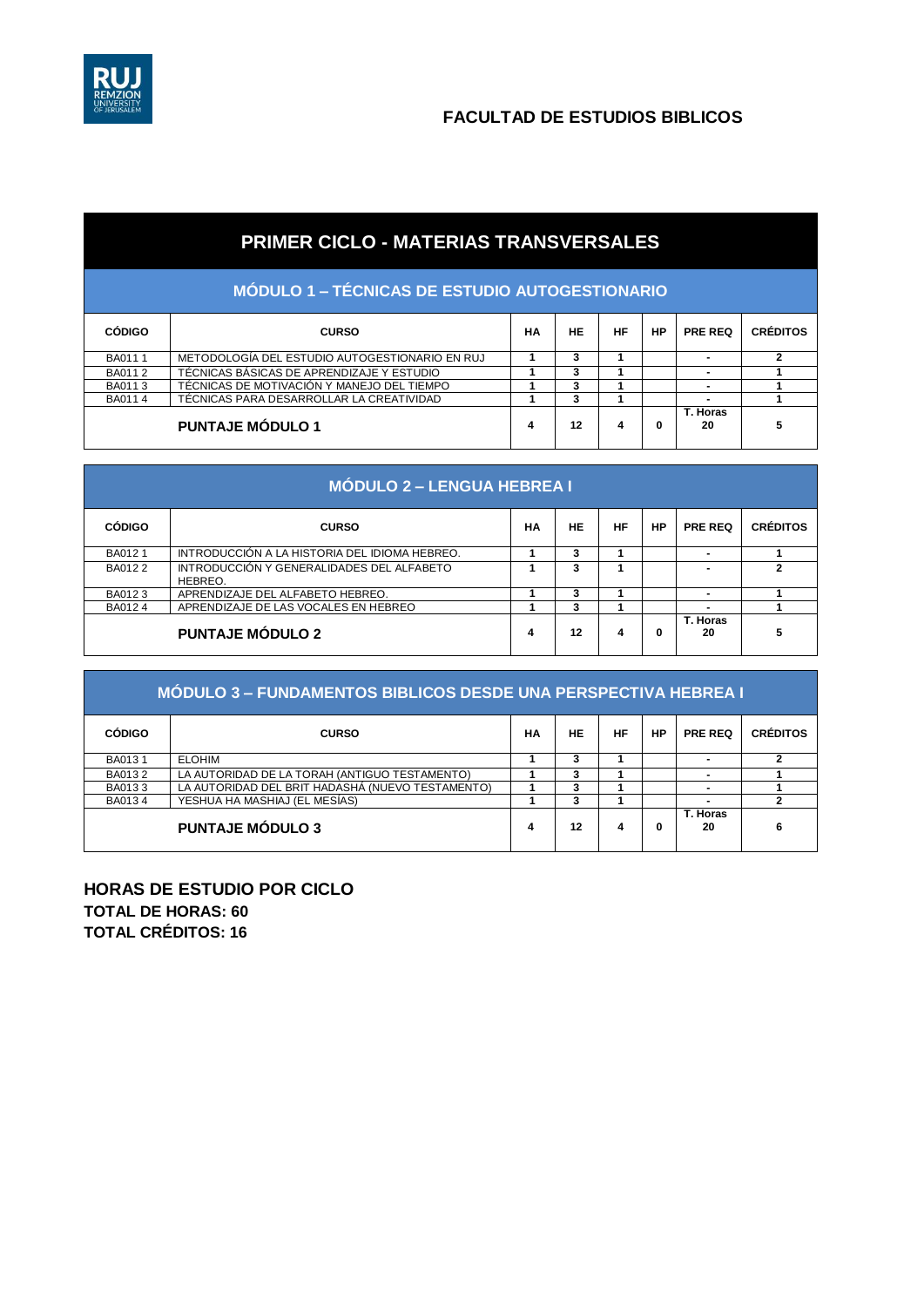## FACULTAD DE ESTUDIOS BIBLICOS

# PRIMER CICLO - MATERIAS TRANSVERSALES

### MÓDULO 1 – TÉCNICAS DE ESTUDIO AUTOGESTIONARIO

| CÓDIGO | CURSO | HA | HE | HF | HP | PRE REQ | CRÉDITOS |
|---|---|---|---|---|---|---|---|
| BA011 1 | METODOLOGÍA DEL ESTUDIO AUTOGESTIONARIO EN RUJ | 1 | 3 | 1 | | - | 2 |
| BA011 2 | TÉCNICAS BÁSICAS DE APRENDIZAJE Y ESTUDIO | 1 | 3 | 1 | | - | 1 |
| BA011 3 | TÉCNICAS DE MOTIVACIÓN Y MANEJO DEL TIEMPO | 1 | 3 | 1 | | - | 1 |
| BA011 4 | TÉCNICAS PARA DESARROLLAR LA CREATIVIDAD | 1 | 3 | 1 | | - | 1 |
| **PUNTAJE MÓDULO 1** | | 4 | 12 | 4 | 0 | T. Horas 20 | 5 |

### MÓDULO 2 – LENGUA HEBREA I

| CÓDIGO | CURSO | HA | HE | HF | HP | PRE REQ | CRÉDITOS |
|---|---|---|---|---|---|---|---|
| BA012 1 | INTRODUCCIÓN A LA HISTORIA DEL IDIOMA HEBREO. | 1 | 3 | 1 | | - | 1 |
| BA012 2 | INTRODUCCIÓN Y GENERALIDADES DEL ALFABETO HEBREO. | 1 | 3 | 1 | | - | 2 |
| BA012 3 | APRENDIZAJE DEL ALFABETO HEBREO. | 1 | 3 | 1 | | - | 1 |
| BA012 4 | APRENDIZAJE DE LAS VOCALES EN HEBREO | 1 | 3 | 1 | | - | 1 |
| **PUNTAJE MÓDULO 2** | | 4 | 12 | 4 | 0 | T. Horas 20 | 5 |

### MÓDULO 3 – FUNDAMENTOS BIBLICOS DESDE UNA PERSPECTIVA HEBREA I

| CÓDIGO | CURSO | HA | HE | HF | HP | PRE REQ | CRÉDITOS |
|---|---|---|---|---|---|---|---|
| BA013 1 | ELOHIM | 1 | 3 | 1 | | - | 2 |
| BA013 2 | LA AUTORIDAD DE LA TORAH (ANTIGUO TESTAMENTO) | 1 | 3 | 1 | | - | 1 |
| BA013 3 | LA AUTORIDAD DEL BRIT HADASHÁ (NUEVO TESTAMENTO) | 1 | 3 | 1 | | - | 1 |
| BA013 4 | YESHUA HA MASHIAJ (EL MESÍAS) | 1 | 3 | 1 | | - | 2 |
| **PUNTAJE MÓDULO 3** | | 4 | 12 | 4 | 0 | T. Horas 20 | 6 |

**HORAS DE ESTUDIO POR CICLO**
**TOTAL DE HORAS: 60**
**TOTAL CRÉDITOS: 16**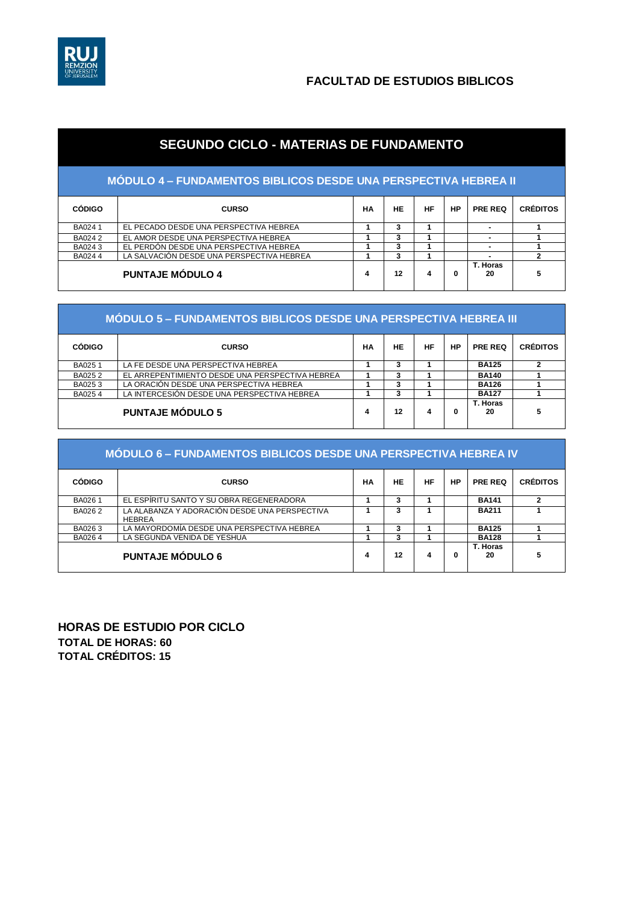## FACULTAD DE ESTUDIOS BIBLICOS

# SEGUNDO CICLO - MATERIAS DE FUNDAMENTO

### MÓDULO 4 – FUNDAMENTOS BIBLICOS DESDE UNA PERSPECTIVA HEBREA II

| CÓDIGO | CURSO | HA | HE | HF | HP | PRE REQ | CRÉDITOS |
|---|---|---|---|---|---|---|---|
| BA024 1 | EL PECADO DESDE UNA PERSPECTIVA HEBREA | 1 | 3 | 1 | | - | 1 |
| BA024 2 | EL AMOR DESDE UNA PERSPECTIVA HEBREA | 1 | 3 | 1 | | - | 1 |
| BA024 3 | EL PERDÓN DESDE UNA PERSPECTIVA HEBREA | 1 | 3 | 1 | | - | 1 |
| BA024 4 | LA SALVACIÓN DESDE UNA PERSPECTIVA HEBREA | 1 | 3 | 1 | | - | 2 |
| | **PUNTAJE MÓDULO 4** | 4 | 12 | 4 | 0 | T. Horas 20 | 5 |

### MÓDULO 5 – FUNDAMENTOS BIBLICOS DESDE UNA PERSPECTIVA HEBREA III

| CÓDIGO | CURSO | HA | HE | HF | HP | PRE REQ | CRÉDITOS |
|---|---|---|---|---|---|---|---|
| BA025 1 | LA FE DESDE UNA PERSPECTIVA HEBREA | 1 | 3 | 1 | | BA125 | 2 |
| BA025 2 | EL ARREPENTIMIENTO DESDE UNA PERSPECTIVA HEBREA | 1 | 3 | 1 | | BA140 | 1 |
| BA025 3 | LA ORACIÓN DESDE UNA PERSPECTIVA HEBREA | 1 | 3 | 1 | | BA126 | 1 |
| BA025 4 | LA INTERCESIÓN DESDE UNA PERSPECTIVA HEBREA | 1 | 3 | 1 | | BA127 | 1 |
| | **PUNTAJE MÓDULO 5** | 4 | 12 | 4 | 0 | T. Horas 20 | 5 |

### MÓDULO 6 – FUNDAMENTOS BIBLICOS DESDE UNA PERSPECTIVA HEBREA IV

| CÓDIGO | CURSO | HA | HE | HF | HP | PRE REQ | CRÉDITOS |
|---|---|---|---|---|---|---|---|
| BA026 1 | EL ESPÍRITU SANTO Y SU OBRA REGENERADORA | 1 | 3 | 1 | | BA141 | 2 |
| BA026 2 | LA ALABANZA Y ADORACIÓN DESDE UNA PERSPECTIVA HEBREA | 1 | 3 | 1 | | BA211 | 1 |
| BA026 3 | LA MAYORDOMÍA DESDE UNA PERSPECTIVA HEBREA | 1 | 3 | 1 | | BA125 | 1 |
| BA026 4 | LA SEGUNDA VENIDA DE YESHUA | 1 | 3 | 1 | | BA128 | 1 |
| | **PUNTAJE MÓDULO 6** | 4 | 12 | 4 | 0 | T. Horas 20 | 5 |

**HORAS DE ESTUDIO POR CICLO**
**TOTAL DE HORAS: 60**
**TOTAL CRÉDITOS: 15**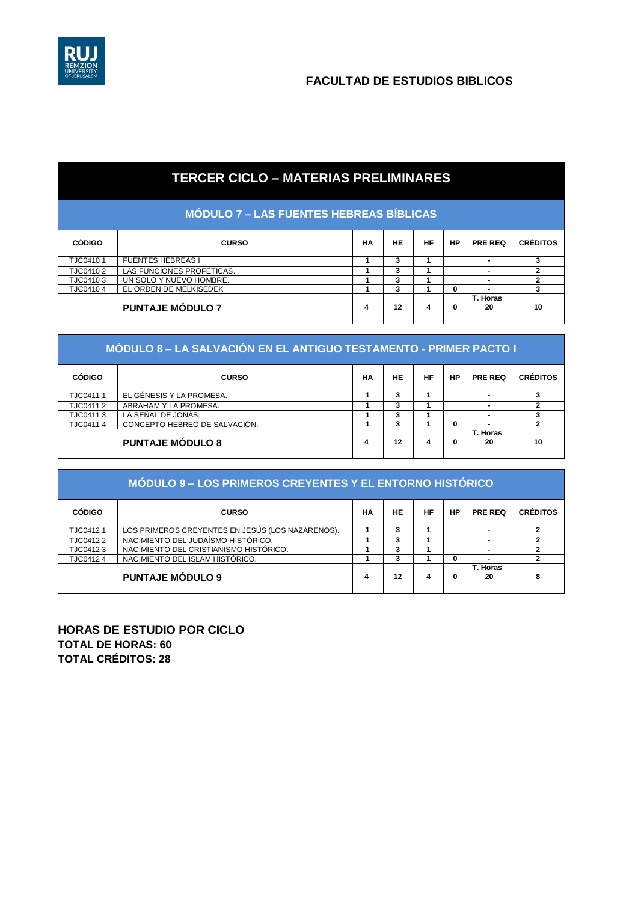## FACULTAD DE ESTUDIOS BIBLICOS

# TERCER CICLO – MATERIAS PRELIMINARES

## MÓDULO 7 – LAS FUENTES HEBREAS BÍBLICAS

| CÓDIGO | CURSO | HA | HE | HF | HP | PRE REQ | CRÉDITOS |
|---|---|---|---|---|---|---|---|
| TJC0410 1 | FUENTES HEBREAS I | 1 | 3 | 1 | | - | 3 |
| TJC0410 2 | LAS FUNCIONES PROFÉTICAS. | 1 | 3 | 1 | | - | 2 |
| TJC0410 3 | UN SOLO Y NUEVO HOMBRE. | 1 | 3 | 1 | | - | 2 |
| TJC0410 4 | EL ORDEN DE MELKISEDEK | 1 | 3 | 1 | 0 | - | 3 |
| | **PUNTAJE MÓDULO 7** | 4 | 12 | 4 | 0 | T. Horas 20 | 10 |

## MÓDULO 8 – LA SALVACIÓN EN EL ANTIGUO TESTAMENTO - PRIMER PACTO I

| CÓDIGO | CURSO | HA | HE | HF | HP | PRE REQ | CRÉDITOS |
|---|---|---|---|---|---|---|---|
| TJC0411 1 | EL GÉNESIS Y LA PROMESA. | 1 | 3 | 1 | | - | 3 |
| TJC0411 2 | ABRAHAM Y LA PROMESA. | 1 | 3 | 1 | | - | 2 |
| TJC0411 3 | LA SEÑAL DE JONÁS. | 1 | 3 | 1 | | - | 3 |
| TJC0411 4 | CONCEPTO HEBREO DE SALVACIÓN. | 1 | 3 | 1 | 0 | - | 2 |
| | **PUNTAJE MÓDULO 8** | 4 | 12 | 4 | 0 | T. Horas 20 | 10 |

## MÓDULO 9 – LOS PRIMEROS CREYENTES Y EL ENTORNO HISTÓRICO

| CÓDIGO | CURSO | HA | HE | HF | HP | PRE REQ | CRÉDITOS |
|---|---|---|---|---|---|---|---|
| TJC0412 1 | LOS PRIMEROS CREYENTES EN JESÚS (LOS NAZARENOS). | 1 | 3 | 1 | | - | 2 |
| TJC0412 2 | NACIMIENTO DEL JUDAÍSMO HISTÓRICO. | 1 | 3 | 1 | | - | 2 |
| TJC0412 3 | NACIMIENTO DEL CRISTIANISMO HISTÓRICO. | 1 | 3 | 1 | | - | 2 |
| TJC0412 4 | NACIMIENTO DEL ISLAM HISTÓRICO. | 1 | 3 | 1 | 0 | - | 2 |
| | **PUNTAJE MÓDULO 9** | 4 | 12 | 4 | 0 | T. Horas 20 | 8 |

**HORAS DE ESTUDIO POR CICLO**
**TOTAL DE HORAS: 60**
**TOTAL CRÉDITOS: 28**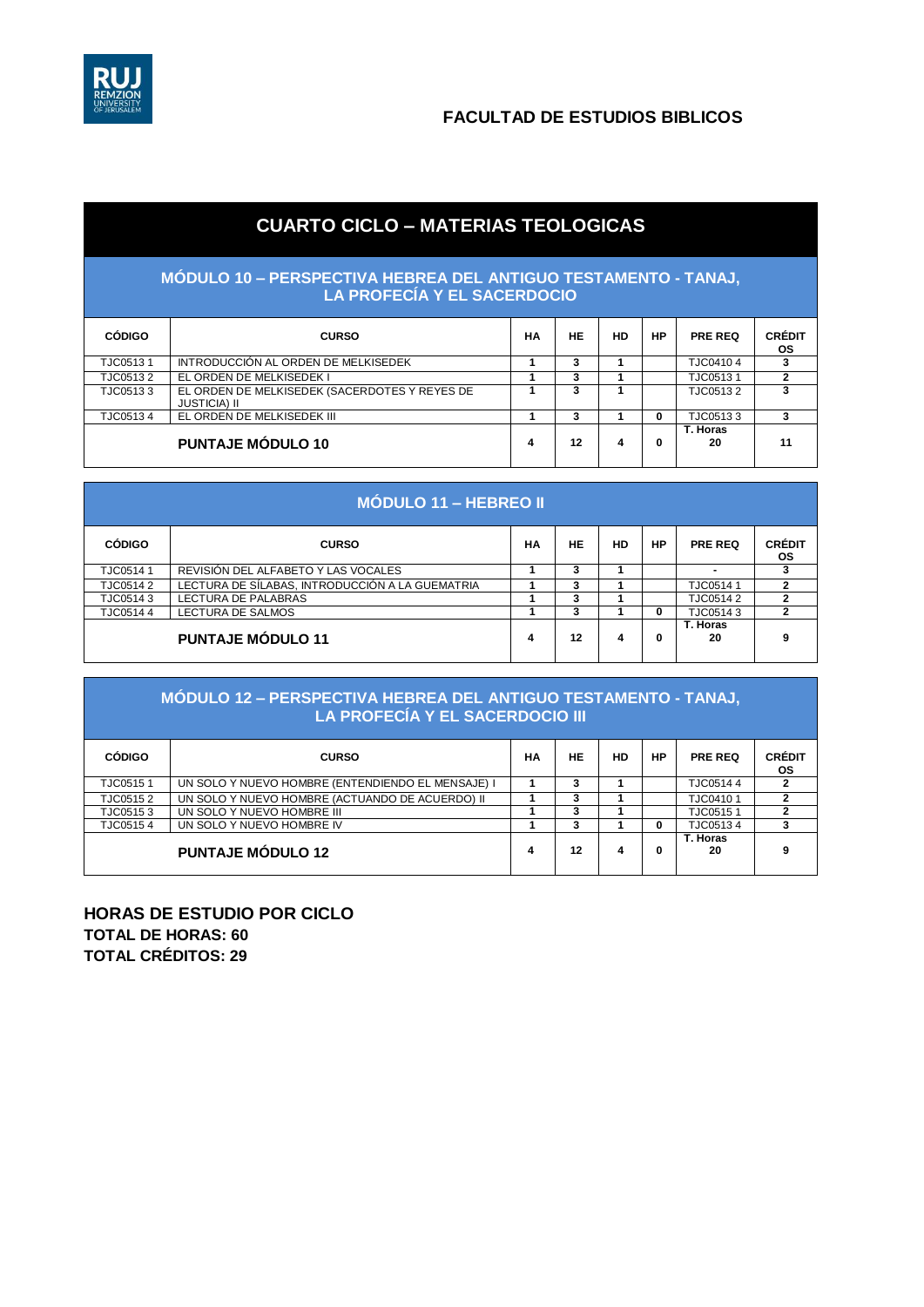## FACULTAD DE ESTUDIOS BIBLICOS

# CUARTO CICLO – MATERIAS TEOLOGICAS

### MÓDULO 10 – PERSPECTIVA HEBREA DEL ANTIGUO TESTAMENTO - TANAJ, LA PROFECÍA Y EL SACERDOCIO

| CÓDIGO | CURSO | HA | HE | HD | HP | PRE REQ | CRÉDITOS |
|---|---|---|---|---|---|---|---|
| TJC0513 1 | INTRODUCCIÓN AL ORDEN DE MELKISEDEK | 1 | 3 | 1 | | TJC0410 4 | 3 |
| TJC0513 2 | EL ORDEN DE MELKISEDEK I | 1 | 3 | 1 | | TJC0513 1 | 2 |
| TJC0513 3 | EL ORDEN DE MELKISEDEK (SACERDOTES Y REYES DE JUSTICIA) II | 1 | 3 | 1 | | TJC0513 2 | 3 |
| TJC0513 4 | EL ORDEN DE MELKISEDEK III | 1 | 3 | 1 | 0 | TJC0513 3 | 3 |
| | **PUNTAJE MÓDULO 10** | 4 | 12 | 4 | 0 | T. Horas 20 | 11 |

### MÓDULO 11 – HEBREO II

| CÓDIGO | CURSO | HA | HE | HD | HP | PRE REQ | CRÉDITOS |
|---|---|---|---|---|---|---|---|
| TJC0514 1 | REVISIÓN DEL ALFABETO Y LAS VOCALES | 1 | 3 | 1 | | - | 3 |
| TJC0514 2 | LECTURA DE SÍLABAS, INTRODUCCIÓN A LA GUEMATRIA | 1 | 3 | 1 | | TJC0514 1 | 2 |
| TJC0514 3 | LECTURA DE PALABRAS | 1 | 3 | 1 | | TJC0514 2 | 2 |
| TJC0514 4 | LECTURA DE SALMOS | 1 | 3 | 1 | 0 | TJC0514 3 | 2 |
| | **PUNTAJE MÓDULO 11** | 4 | 12 | 4 | 0 | T. Horas 20 | 9 |

### MÓDULO 12 – PERSPECTIVA HEBREA DEL ANTIGUO TESTAMENTO - TANAJ, LA PROFECÍA Y EL SACERDOCIO III

| CÓDIGO | CURSO | HA | HE | HD | HP | PRE REQ | CRÉDITOS |
|---|---|---|---|---|---|---|---|
| TJC0515 1 | UN SOLO Y NUEVO HOMBRE (ENTENDIENDO EL MENSAJE) I | 1 | 3 | 1 | | TJC0514 4 | 2 |
| TJC0515 2 | UN SOLO Y NUEVO HOMBRE (ACTUANDO DE ACUERDO) II | 1 | 3 | 1 | | TJC0410 1 | 2 |
| TJC0515 3 | UN SOLO Y NUEVO HOMBRE III | 1 | 3 | 1 | | TJC0515 1 | 2 |
| TJC0515 4 | UN SOLO Y NUEVO HOMBRE IV | 1 | 3 | 1 | 0 | TJC0513 4 | 3 |
| | **PUNTAJE MÓDULO 12** | 4 | 12 | 4 | 0 | T. Horas 20 | 9 |

**HORAS DE ESTUDIO POR CICLO**
**TOTAL DE HORAS: 60**
**TOTAL CRÉDITOS: 29**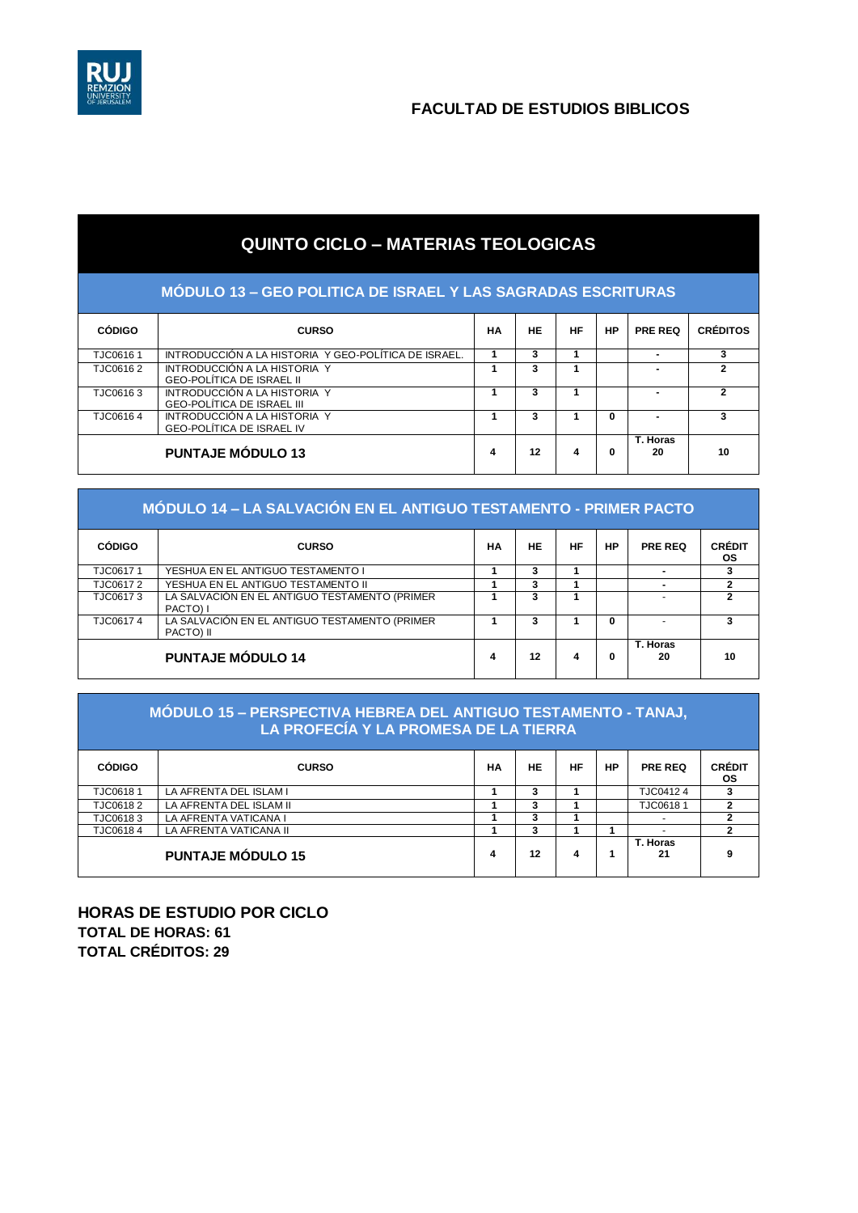## FACULTAD DE ESTUDIOS BIBLICOS

# QUINTO CICLO – MATERIAS TEOLOGICAS

### MÓDULO 13 – GEO POLITICA DE ISRAEL Y LAS SAGRADAS ESCRITURAS

| CÓDIGO | CURSO | HA | HE | HF | HP | PRE REQ | CRÉDITOS |
|---|---|---|---|---|---|---|---|
| TJC0616 1 | INTRODUCCIÓN A LA HISTORIA Y GEO-POLÍTICA DE ISRAEL. | 1 | 3 | 1 | | - | 3 |
| TJC0616 2 | INTRODUCCIÓN A LA HISTORIA Y GEO-POLÍTICA DE ISRAEL II | 1 | 3 | 1 | | - | 2 |
| TJC0616 3 | INTRODUCCIÓN A LA HISTORIA Y GEO-POLÍTICA DE ISRAEL III | 1 | 3 | 1 | | - | 2 |
| TJC0616 4 | INTRODUCCIÓN A LA HISTORIA Y GEO-POLÍTICA DE ISRAEL IV | 1 | 3 | 1 | 0 | - | 3 |
| **PUNTAJE MÓDULO 13** | | 4 | 12 | 4 | 0 | T. Horas 20 | 10 |

### MÓDULO 14 – LA SALVACIÓN EN EL ANTIGUO TESTAMENTO - PRIMER PACTO

| CÓDIGO | CURSO | HA | HE | HF | HP | PRE REQ | CRÉDITOS |
|---|---|---|---|---|---|---|---|
| TJC0617 1 | YESHUA EN EL ANTIGUO TESTAMENTO I | 1 | 3 | 1 | | - | 3 |
| TJC0617 2 | YESHUA EN EL ANTIGUO TESTAMENTO II | 1 | 3 | 1 | | - | 2 |
| TJC0617 3 | LA SALVACIÓN EN EL ANTIGUO TESTAMENTO (PRIMER PACTO) I | 1 | 3 | 1 | | - | 2 |
| TJC0617 4 | LA SALVACIÓN EN EL ANTIGUO TESTAMENTO (PRIMER PACTO) II | 1 | 3 | 1 | 0 | - | 3 |
| **PUNTAJE MÓDULO 14** | | 4 | 12 | 4 | 0 | T. Horas 20 | 10 |

### MÓDULO 15 – PERSPECTIVA HEBREA DEL ANTIGUO TESTAMENTO - TANAJ, LA PROFECÍA Y LA PROMESA DE LA TIERRA

| CÓDIGO | CURSO | HA | HE | HF | HP | PRE REQ | CRÉDITOS |
|---|---|---|---|---|---|---|---|
| TJC0618 1 | LA AFRENTA DEL ISLAM I | 1 | 3 | 1 | | TJC0412 4 | 3 |
| TJC0618 2 | LA AFRENTA DEL ISLAM II | 1 | 3 | 1 | | TJC0618 1 | 2 |
| TJC0618 3 | LA AFRENTA VATICANA I | 1 | 3 | 1 | | - | 2 |
| TJC0618 4 | LA AFRENTA VATICANA II | 1 | 3 | 1 | 1 | - | 2 |
| **PUNTAJE MÓDULO 15** | | 4 | 12 | 4 | 1 | T. Horas 21 | 9 |

**HORAS DE ESTUDIO POR CICLO**
**TOTAL DE HORAS: 61**
**TOTAL CRÉDITOS: 29**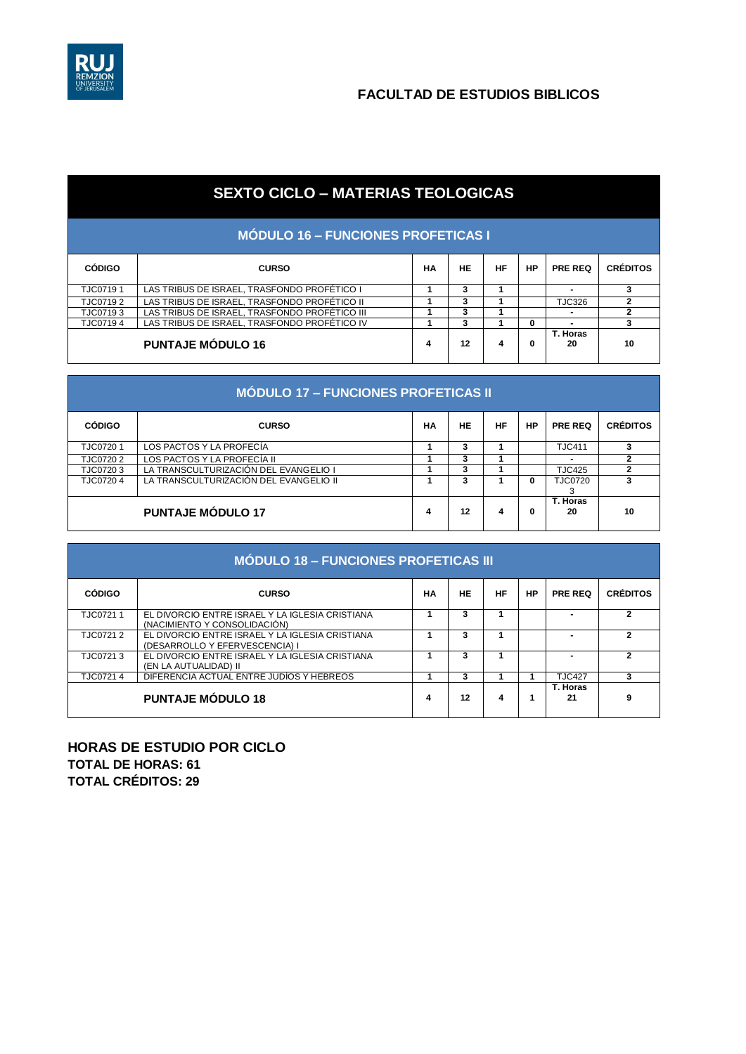## FACULTAD DE ESTUDIOS BIBLICOS

# SEXTO CICLO – MATERIAS TEOLOGICAS

### MÓDULO 16 – FUNCIONES PROFETICAS I

| CÓDIGO | CURSO | HA | HE | HF | HP | PRE REQ | CRÉDITOS |
|---|---|---|---|---|---|---|---|
| TJC0719 1 | LAS TRIBUS DE ISRAEL, TRASFONDO PROFÉTICO I | 1 | 3 | 1 | | - | 3 |
| TJC0719 2 | LAS TRIBUS DE ISRAEL, TRASFONDO PROFÉTICO II | 1 | 3 | 1 | | TJC326 | 2 |
| TJC0719 3 | LAS TRIBUS DE ISRAEL, TRASFONDO PROFÉTICO III | 1 | 3 | 1 | | - | 2 |
| TJC0719 4 | LAS TRIBUS DE ISRAEL, TRASFONDO PROFÉTICO IV | 1 | 3 | 1 | 0 | - | 3 |
| **PUNTAJE MÓDULO 16** | | **4** | **12** | **4** | **0** | **T. Horas 20** | **10** |

### MÓDULO 17 – FUNCIONES PROFETICAS II

| CÓDIGO | CURSO | HA | HE | HF | HP | PRE REQ | CRÉDITOS |
|---|---|---|---|---|---|---|---|
| TJC0720 1 | LOS PACTOS Y LA PROFECÍA | 1 | 3 | 1 | | TJC411 | 3 |
| TJC0720 2 | LOS PACTOS Y LA PROFECÍA II | 1 | 3 | 1 | | - | 2 |
| TJC0720 3 | LA TRANSCULTURIZACIÓN DEL EVANGELIO I | 1 | 3 | 1 | | TJC425 | 2 |
| TJC0720 4 | LA TRANSCULTURIZACIÓN DEL EVANGELIO II | 1 | 3 | 1 | 0 | TJC0720 3 | 3 |
| **PUNTAJE MÓDULO 17** | | **4** | **12** | **4** | **0** | **T. Horas 20** | **10** |

### MÓDULO 18 – FUNCIONES PROFETICAS III

| CÓDIGO | CURSO | HA | HE | HF | HP | PRE REQ | CRÉDITOS |
|---|---|---|---|---|---|---|---|
| TJC0721 1 | EL DIVORCIO ENTRE ISRAEL Y LA IGLESIA CRISTIANA (NACIMIENTO Y CONSOLIDACIÓN) | 1 | 3 | 1 | | - | 2 |
| TJC0721 2 | EL DIVORCIO ENTRE ISRAEL Y LA IGLESIA CRISTIANA (DESARROLLO Y EFERVESCENCIA) I | 1 | 3 | 1 | | - | 2 |
| TJC0721 3 | EL DIVORCIO ENTRE ISRAEL Y LA IGLESIA CRISTIANA (EN LA AUTUALIDAD) II | 1 | 3 | 1 | | - | 2 |
| TJC0721 4 | DIFERENCIA ACTUAL ENTRE JUDÍOS Y HEBREOS | 1 | 3 | 1 | 1 | TJC427 | 3 |
| **PUNTAJE MÓDULO 18** | | **4** | **12** | **4** | **1** | **T. Horas 21** | **9** |

**HORAS DE ESTUDIO POR CICLO**
**TOTAL DE HORAS: 61**
**TOTAL CRÉDITOS: 29**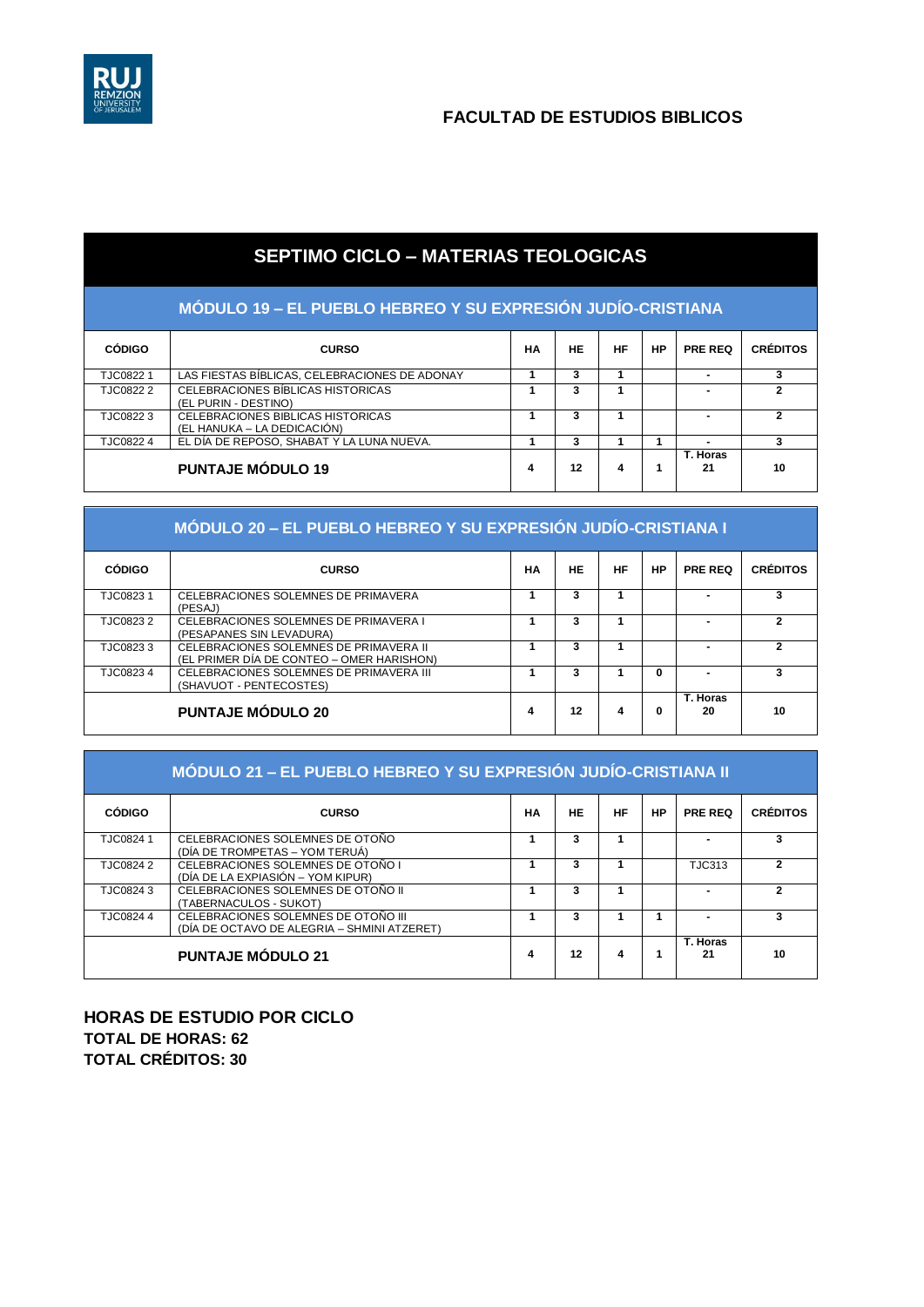## FACULTAD DE ESTUDIOS BIBLICOS

# SEPTIMO CICLO – MATERIAS TEOLOGICAS

### MÓDULO 19 – EL PUEBLO HEBREO Y SU EXPRESIÓN JUDÍO-CRISTIANA

| CÓDIGO | CURSO | HA | HE | HF | HP | PRE REQ | CRÉDITOS |
|---|---|---|---|---|---|---|---|
| TJC0822 1 | LAS FIESTAS BÍBLICAS, CELEBRACIONES DE ADONAY | 1 | 3 | 1 | | - | 3 |
| TJC0822 2 | CELEBRACIONES BÍBLICAS HISTORICAS (EL PURIN - DESTINO) | 1 | 3 | 1 | | - | 2 |
| TJC0822 3 | CELEBRACIONES BIBLICAS HISTORICAS (EL HANUKA – LA DEDICACIÓN) | 1 | 3 | 1 | | - | 2 |
| TJC0822 4 | EL DÍA DE REPOSO, SHABAT Y LA LUNA NUEVA. | 1 | 3 | 1 | 1 | - | 3 |
| | **PUNTAJE MÓDULO 19** | 4 | 12 | 4 | 1 | T. Horas 21 | 10 |

### MÓDULO 20 – EL PUEBLO HEBREO Y SU EXPRESIÓN JUDÍO-CRISTIANA I

| CÓDIGO | CURSO | HA | HE | HF | HP | PRE REQ | CRÉDITOS |
|---|---|---|---|---|---|---|---|
| TJC0823 1 | CELEBRACIONES SOLEMNES DE PRIMAVERA (PESAJ) | 1 | 3 | 1 | | - | 3 |
| TJC0823 2 | CELEBRACIONES SOLEMNES DE PRIMAVERA I (PESAPANES SIN LEVADURA) | 1 | 3 | 1 | | - | 2 |
| TJC0823 3 | CELEBRACIONES SOLEMNES DE PRIMAVERA II (EL PRIMER DÍA DE CONTEO – OMER HARISHON) | 1 | 3 | 1 | | - | 2 |
| TJC0823 4 | CELEBRACIONES SOLEMNES DE PRIMAVERA III (SHAVUOT - PENTECOSTES) | 1 | 3 | 1 | 0 | - | 3 |
| | **PUNTAJE MÓDULO 20** | 4 | 12 | 4 | 0 | T. Horas 20 | 10 |

### MÓDULO 21 – EL PUEBLO HEBREO Y SU EXPRESIÓN JUDÍO-CRISTIANA II

| CÓDIGO | CURSO | HA | HE | HF | HP | PRE REQ | CRÉDITOS |
|---|---|---|---|---|---|---|---|
| TJC0824 1 | CELEBRACIONES SOLEMNES DE OTOÑO (DÍA DE TROMPETAS – YOM TERUÁ) | 1 | 3 | 1 | | - | 3 |
| TJC0824 2 | CELEBRACIONES SOLEMNES DE OTOÑO I (DÍA DE LA EXPIASIÓN – YOM KIPUR) | 1 | 3 | 1 | | TJC313 | 2 |
| TJC0824 3 | CELEBRACIONES SOLEMNES DE OTOÑO II (TABERNACULOS - SUKOT) | 1 | 3 | 1 | | - | 2 |
| TJC0824 4 | CELEBRACIONES SOLEMNES DE OTOÑO III (DÍA DE OCTAVO DE ALEGRIA – SHMINI ATZERET) | 1 | 3 | 1 | 1 | - | 3 |
| | **PUNTAJE MÓDULO 21** | 4 | 12 | 4 | 1 | T. Horas 21 | 10 |

**HORAS DE ESTUDIO POR CICLO**
**TOTAL DE HORAS: 62**
**TOTAL CRÉDITOS: 30**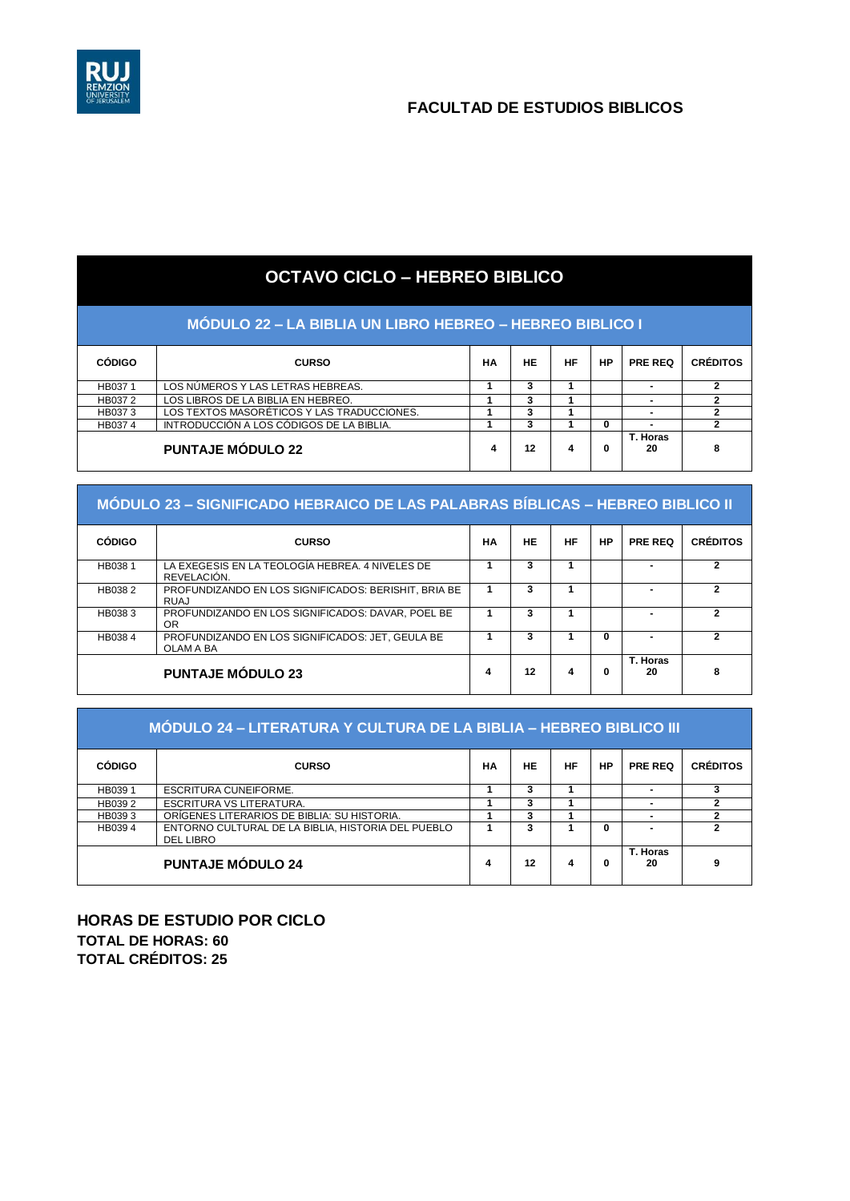## FACULTAD DE ESTUDIOS BIBLICOS

# OCTAVO CICLO – HEBREO BIBLICO

### MÓDULO 22 – LA BIBLIA UN LIBRO HEBREO – HEBREO BIBLICO I

| CÓDIGO | CURSO | HA | HE | HF | HP | PRE REQ | CRÉDITOS |
|---|---|---|---|---|---|---|---|
| HB037 1 | LOS NÚMEROS Y LAS LETRAS HEBREAS. | 1 | 3 | 1 | | - | 2 |
| HB037 2 | LOS LIBROS DE LA BIBLIA EN HEBREO. | 1 | 3 | 1 | | - | 2 |
| HB037 3 | LOS TEXTOS MASORÉTICOS Y LAS TRADUCCIONES. | 1 | 3 | 1 | | - | 2 |
| HB037 4 | INTRODUCCIÓN A LOS CÓDIGOS DE LA BIBLIA. | 1 | 3 | 1 | 0 | - | 2 |
| | **PUNTAJE MÓDULO 22** | 4 | 12 | 4 | 0 | T. Horas 20 | 8 |

### MÓDULO 23 – SIGNIFICADO HEBRAICO DE LAS PALABRAS BÍBLICAS – HEBREO BIBLICO II

| CÓDIGO | CURSO | HA | HE | HF | HP | PRE REQ | CRÉDITOS |
|---|---|---|---|---|---|---|---|
| HB038 1 | LA EXEGESIS EN LA TEOLOGÍA HEBREA. 4 NIVELES DE REVELACIÓN. | 1 | 3 | 1 | | - | 2 |
| HB038 2 | PROFUNDIZANDO EN LOS SIGNIFICADOS: BERISHIT, BRIA BE RUAJ | 1 | 3 | 1 | | - | 2 |
| HB038 3 | PROFUNDIZANDO EN LOS SIGNIFICADOS: DAVAR, POEL BE OR | 1 | 3 | 1 | | - | 2 |
| HB038 4 | PROFUNDIZANDO EN LOS SIGNIFICADOS: JET, GEULA BE OLAM A BA | 1 | 3 | 1 | 0 | - | 2 |
| | **PUNTAJE MÓDULO 23** | 4 | 12 | 4 | 0 | T. Horas 20 | 8 |

### MÓDULO 24 – LITERATURA Y CULTURA DE LA BIBLIA – HEBREO BIBLICO III

| CÓDIGO | CURSO | HA | HE | HF | HP | PRE REQ | CRÉDITOS |
|---|---|---|---|---|---|---|---|
| HB039 1 | ESCRITURA CUNEIFORME. | 1 | 3 | 1 | | - | 3 |
| HB039 2 | ESCRITURA VS LITERATURA. | 1 | 3 | 1 | | - | 2 |
| HB039 3 | ORÍGENES LITERARIOS DE BIBLIA: SU HISTORIA. | 1 | 3 | 1 | | - | 2 |
| HB039 4 | ENTORNO CULTURAL DE LA BIBLIA, HISTORIA DEL PUEBLO DEL LIBRO | 1 | 3 | 1 | 0 | - | 2 |
| | **PUNTAJE MÓDULO 24** | 4 | 12 | 4 | 0 | T. Horas 20 | 9 |

**HORAS DE ESTUDIO POR CICLO**
**TOTAL DE HORAS: 60**
**TOTAL CRÉDITOS: 25**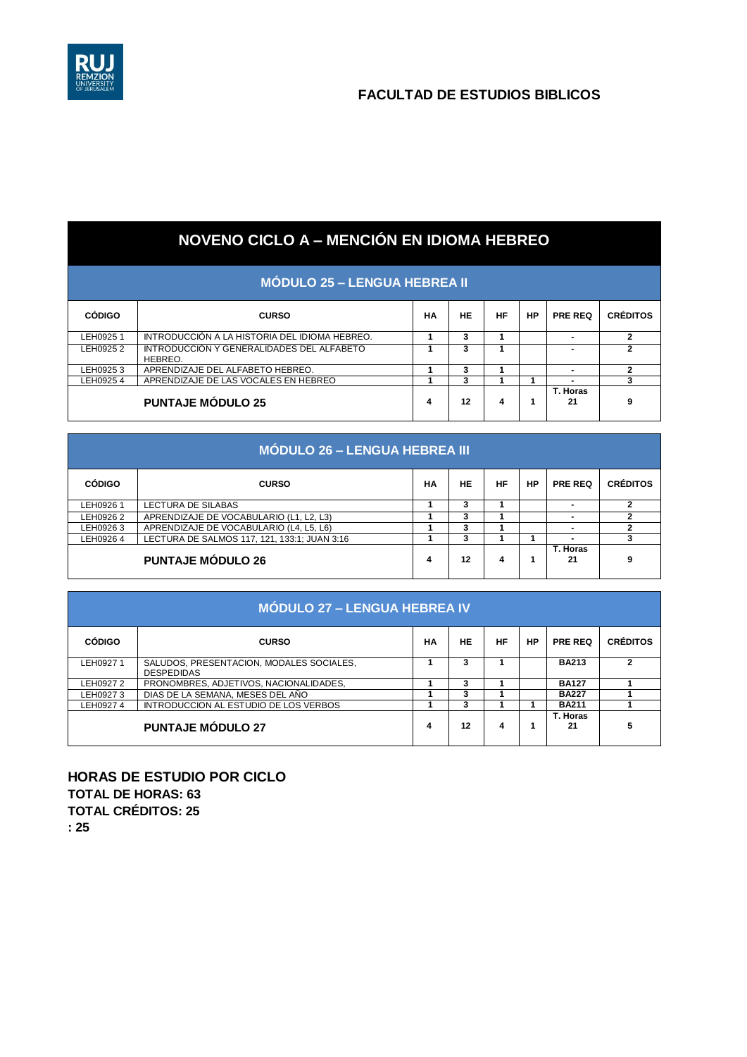## FACULTAD DE ESTUDIOS BIBLICOS

# NOVENO CICLO A – MENCIÓN EN IDIOMA HEBREO

### MÓDULO 25 – LENGUA HEBREA II

| CÓDIGO | CURSO | HA | HE | HF | HP | PRE REQ | CRÉDITOS |
|---|---|---|---|---|---|---|---|
| LEH0925 1 | INTRODUCCIÓN A LA HISTORIA DEL IDIOMA HEBREO. | 1 | 3 | 1 | | - | 2 |
| LEH0925 2 | INTRODUCCIÓN Y GENERALIDADES DEL ALFABETO HEBREO. | 1 | 3 | 1 | | - | 2 |
| LEH0925 3 | APRENDIZAJE DEL ALFABETO HEBREO. | 1 | 3 | 1 | | - | 2 |
| LEH0925 4 | APRENDIZAJE DE LAS VOCALES EN HEBREO | 1 | 3 | 1 | 1 | - | 3 |
| | **PUNTAJE MÓDULO 25** | 4 | 12 | 4 | 1 | T. Horas 21 | 9 |

### MÓDULO 26 – LENGUA HEBREA III

| CÓDIGO | CURSO | HA | HE | HF | HP | PRE REQ | CRÉDITOS |
|---|---|---|---|---|---|---|---|
| LEH0926 1 | LECTURA DE SILABAS | 1 | 3 | 1 | | - | 2 |
| LEH0926 2 | APRENDIZAJE DE VOCABULARIO (L1, L2, L3) | 1 | 3 | 1 | | - | 2 |
| LEH0926 3 | APRENDIZAJE DE VOCABULARIO (L4, L5, L6) | 1 | 3 | 1 | | - | 2 |
| LEH0926 4 | LECTURA DE SALMOS 117, 121, 133:1; JUAN 3:16 | 1 | 3 | 1 | 1 | - | 3 |
| | **PUNTAJE MÓDULO 26** | 4 | 12 | 4 | 1 | T. Horas 21 | 9 |

### MÓDULO 27 – LENGUA HEBREA IV

| CÓDIGO | CURSO | HA | HE | HF | HP | PRE REQ | CRÉDITOS |
|---|---|---|---|---|---|---|---|
| LEH0927 1 | SALUDOS, PRESENTACION, MODALES SOCIALES, DESPEDIDAS | 1 | 3 | 1 | | BA213 | 2 |
| LEH0927 2 | PRONOMBRES, ADJETIVOS, NACIONALIDADES, | 1 | 3 | 1 | | BA127 | 1 |
| LEH0927 3 | DIAS DE LA SEMANA, MESES DEL AÑO | 1 | 3 | 1 | | BA227 | 1 |
| LEH0927 4 | INTRODUCCION AL ESTUDIO DE LOS VERBOS | 1 | 3 | 1 | 1 | BA211 | 1 |
| | **PUNTAJE MÓDULO 27** | 4 | 12 | 4 | 1 | T. Horas 21 | 5 |

**HORAS DE ESTUDIO POR CICLO**
**TOTAL DE HORAS: 63**
**TOTAL CRÉDITOS: 25**
**: 25**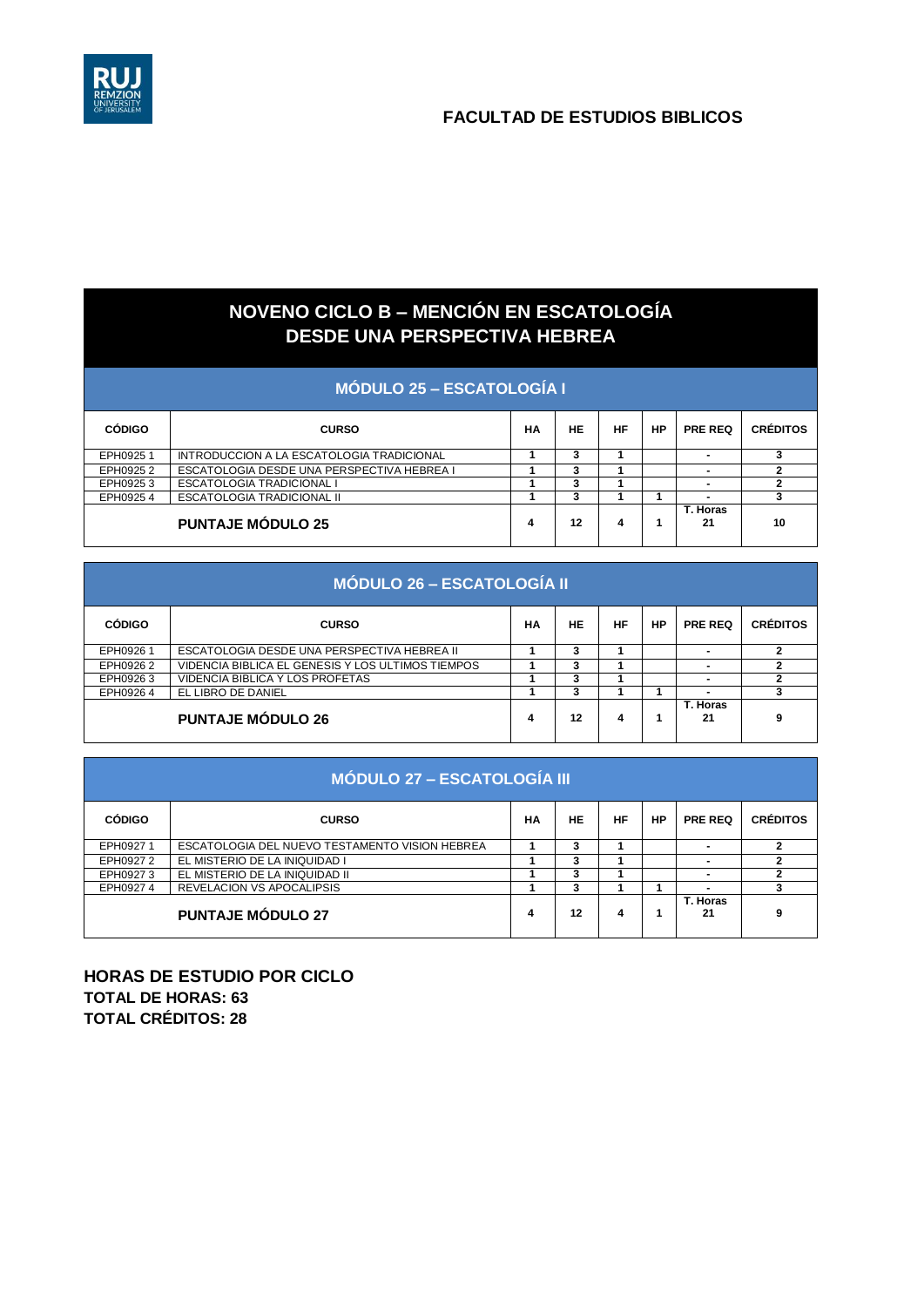## FACULTAD DE ESTUDIOS BIBLICOS

# NOVENO CICLO B – MENCIÓN EN ESCATOLOGÍA DESDE UNA PERSPECTIVA HEBREA

### MÓDULO 25 – ESCATOLOGÍA I

| CÓDIGO | CURSO | HA | HE | HF | HP | PRE REQ | CRÉDITOS |
|---|---|---|---|---|---|---|---|
| EPH0925 1 | INTRODUCCION A LA ESCATOLOGIA TRADICIONAL | 1 | 3 | 1 | | - | 3 |
| EPH0925 2 | ESCATOLOGIA DESDE UNA PERSPECTIVA HEBREA I | 1 | 3 | 1 | | - | 2 |
| EPH0925 3 | ESCATOLOGIA TRADICIONAL I | 1 | 3 | 1 | | - | 2 |
| EPH0925 4 | ESCATOLOGIA TRADICIONAL II | 1 | 3 | 1 | 1 | - | 3 |
| | **PUNTAJE MÓDULO 25** | 4 | 12 | 4 | 1 | T. Horas 21 | 10 |

### MÓDULO 26 – ESCATOLOGÍA II

| CÓDIGO | CURSO | HA | HE | HF | HP | PRE REQ | CRÉDITOS |
|---|---|---|---|---|---|---|---|
| EPH0926 1 | ESCATOLOGIA DESDE UNA PERSPECTIVA HEBREA II | 1 | 3 | 1 | | - | 2 |
| EPH0926 2 | VIDENCIA BIBLICA EL GENESIS Y LOS ULTIMOS TIEMPOS | 1 | 3 | 1 | | - | 2 |
| EPH0926 3 | VIDENCIA BIBLICA Y LOS PROFETAS | 1 | 3 | 1 | | - | 2 |
| EPH0926 4 | EL LIBRO DE DANIEL | 1 | 3 | 1 | 1 | - | 3 |
| | **PUNTAJE MÓDULO 26** | 4 | 12 | 4 | 1 | T. Horas 21 | 9 |

### MÓDULO 27 – ESCATOLOGÍA III

| CÓDIGO | CURSO | HA | HE | HF | HP | PRE REQ | CRÉDITOS |
|---|---|---|---|---|---|---|---|
| EPH0927 1 | ESCATOLOGIA DEL NUEVO TESTAMENTO VISION HEBREA | 1 | 3 | 1 | | - | 2 |
| EPH0927 2 | EL MISTERIO DE LA INIQUIDAD I | 1 | 3 | 1 | | - | 2 |
| EPH0927 3 | EL MISTERIO DE LA INIQUIDAD II | 1 | 3 | 1 | | - | 2 |
| EPH0927 4 | REVELACION VS APOCALIPSIS | 1 | 3 | 1 | 1 | - | 3 |
| | **PUNTAJE MÓDULO 27** | 4 | 12 | 4 | 1 | T. Horas 21 | 9 |

**HORAS DE ESTUDIO POR CICLO**
**TOTAL DE HORAS: 63**
**TOTAL CRÉDITOS: 28**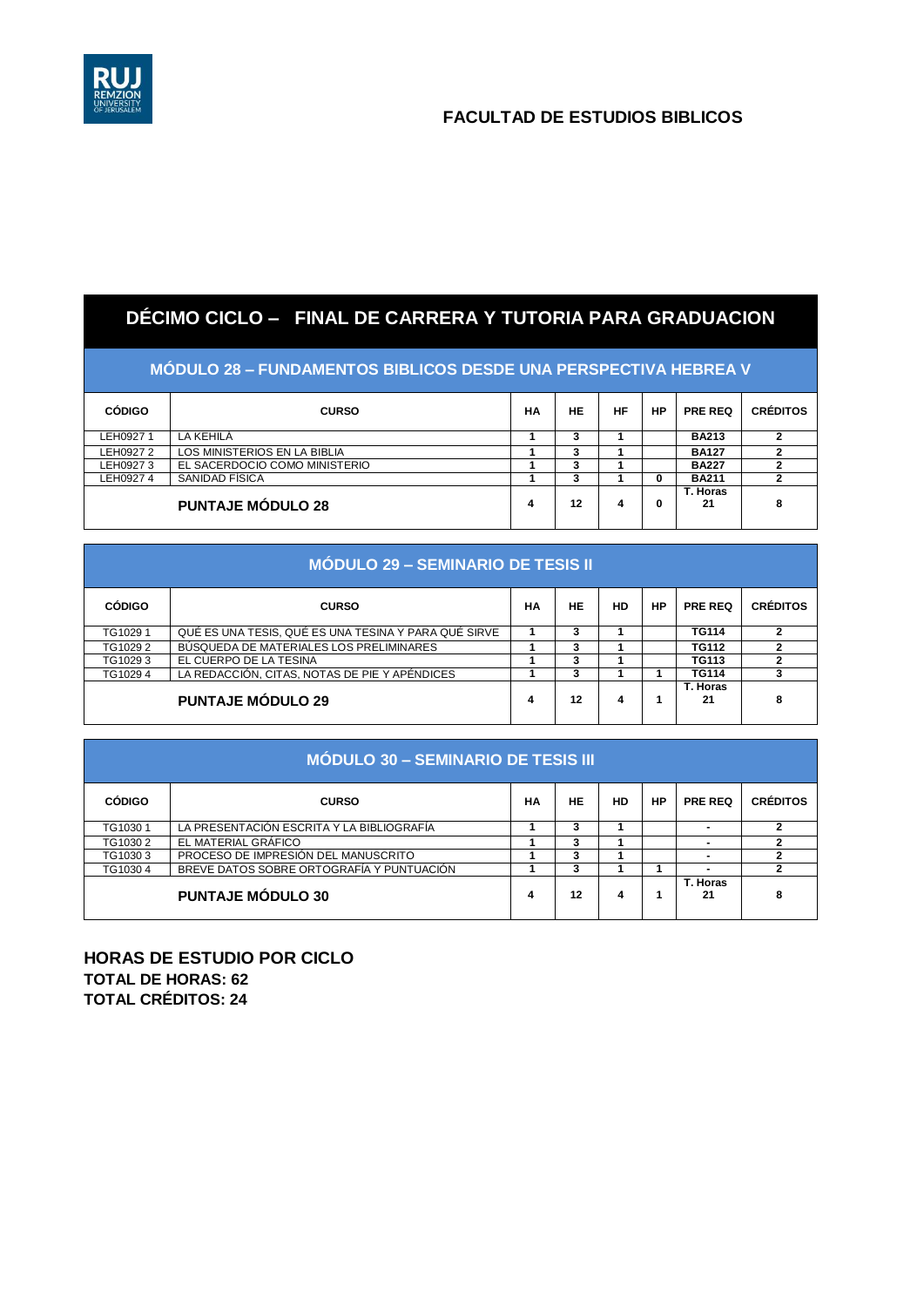## FACULTAD DE ESTUDIOS BIBLICOS

# DÉCIMO CICLO – FINAL DE CARRERA Y TUTORIA PARA GRADUACION

### MÓDULO 28 – FUNDAMENTOS BIBLICOS DESDE UNA PERSPECTIVA HEBREA V

| CÓDIGO | CURSO | HA | HE | HF | HP | PRE REQ | CRÉDITOS |
|---|---|---|---|---|---|---|---|
| LEH0927 1 | LA KEHILÁ | 1 | 3 | 1 | | BA213 | 2 |
| LEH0927 2 | LOS MINISTERIOS EN LA BIBLIA | 1 | 3 | 1 | | BA127 | 2 |
| LEH0927 3 | EL SACERDOCIO COMO MINISTERIO | 1 | 3 | 1 | | BA227 | 2 |
| LEH0927 4 | SANIDAD FÍSICA | 1 | 3 | 1 | 0 | BA211 | 2 |
| | **PUNTAJE MÓDULO 28** | 4 | 12 | 4 | 0 | T. Horas 21 | 8 |

### MÓDULO 29 – SEMINARIO DE TESIS II

| CÓDIGO | CURSO | HA | HE | HD | HP | PRE REQ | CRÉDITOS |
|---|---|---|---|---|---|---|---|
| TG1029 1 | QUÉ ES UNA TESIS, QUÉ ES UNA TESINA Y PARA QUÉ SIRVE | 1 | 3 | 1 | | TG114 | 2 |
| TG1029 2 | BÚSQUEDA DE MATERIALES LOS PRELIMINARES | 1 | 3 | 1 | | TG112 | 2 |
| TG1029 3 | EL CUERPO DE LA TESINA | 1 | 3 | 1 | | TG113 | 2 |
| TG1029 4 | LA REDACCIÓN, CITAS, NOTAS DE PIE Y APÉNDICES | 1 | 3 | 1 | 1 | TG114 | 3 |
| | **PUNTAJE MÓDULO 29** | 4 | 12 | 4 | 1 | T. Horas 21 | 8 |

### MÓDULO 30 – SEMINARIO DE TESIS III

| CÓDIGO | CURSO | HA | HE | HD | HP | PRE REQ | CRÉDITOS |
|---|---|---|---|---|---|---|---|
| TG1030 1 | LA PRESENTACIÓN ESCRITA Y LA BIBLIOGRAFÍA | 1 | 3 | 1 | | - | 2 |
| TG1030 2 | EL MATERIAL GRÁFICO | 1 | 3 | 1 | | - | 2 |
| TG1030 3 | PROCESO DE IMPRESIÓN DEL MANUSCRITO | 1 | 3 | 1 | | - | 2 |
| TG1030 4 | BREVE DATOS SOBRE ORTOGRAFÍA Y PUNTUACIÓN | 1 | 3 | 1 | 1 | - | 2 |
| | **PUNTAJE MÓDULO 30** | 4 | 12 | 4 | 1 | T. Horas 21 | 8 |

**HORAS DE ESTUDIO POR CICLO**
**TOTAL DE HORAS: 62**
**TOTAL CRÉDITOS: 24**